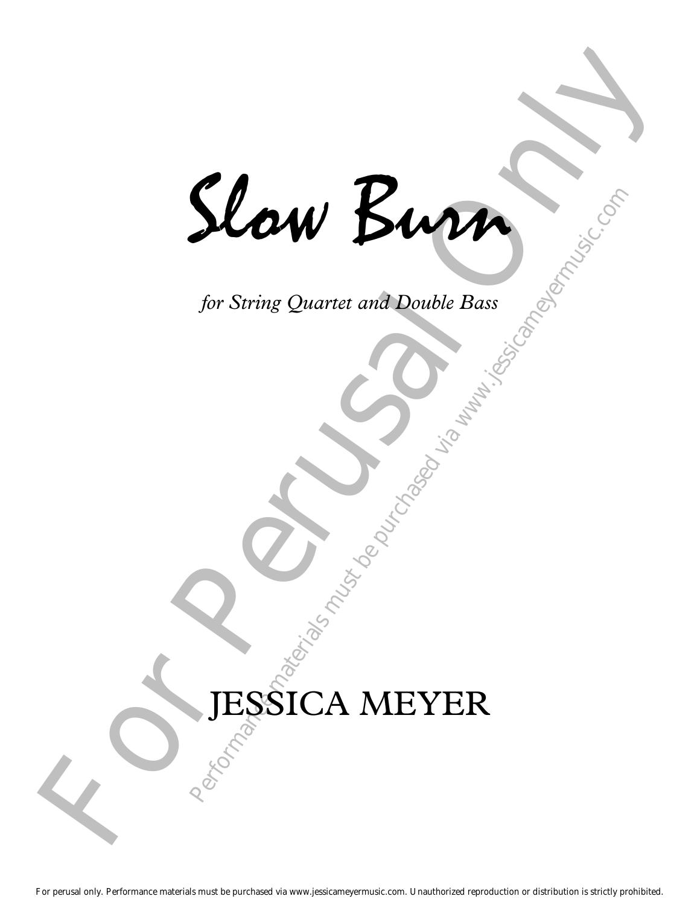# Slow Burn

*for String Quartet and Double Bass*

JESSICA MEYER

For perusal only. Performance materials must be purchased via www.jessicameyermusic.com. Unauthorized reproduction or distribution is strictly prohibited.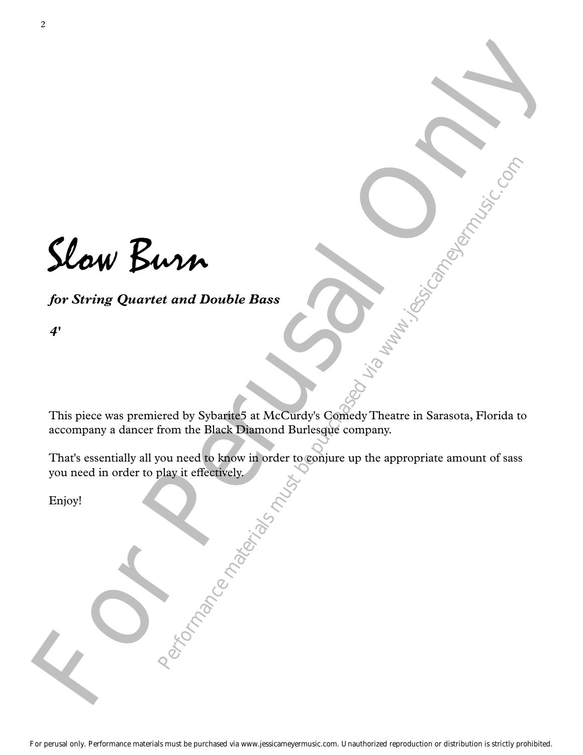# Slow Burn

***for String Quartet and Double Bass***

***4'***

This piece was premiered by Sybarite5 at McCurdy's Comedy Theatre in Sarasota, Florida to accompany a dancer from the Black Diamond Burlesque company.

That's essentially all you need to know in order to conjure up the appropriate amount of sass you need in order to play it effectively.

Enjoy!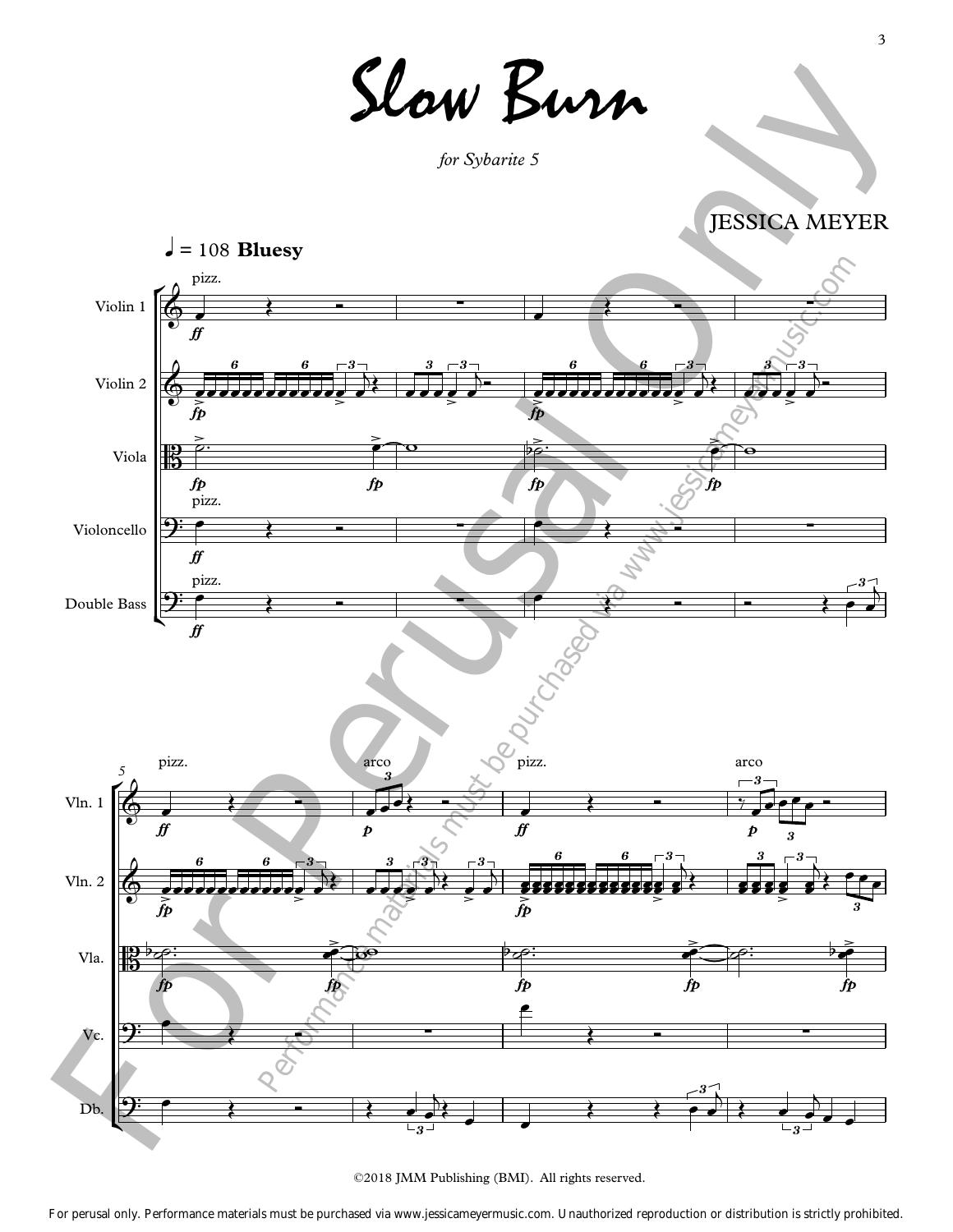# Slow Burn

*for Sybarite 5*

JESSICA MEYER

©2018 JMM Publishing (BMI). All rights reserved.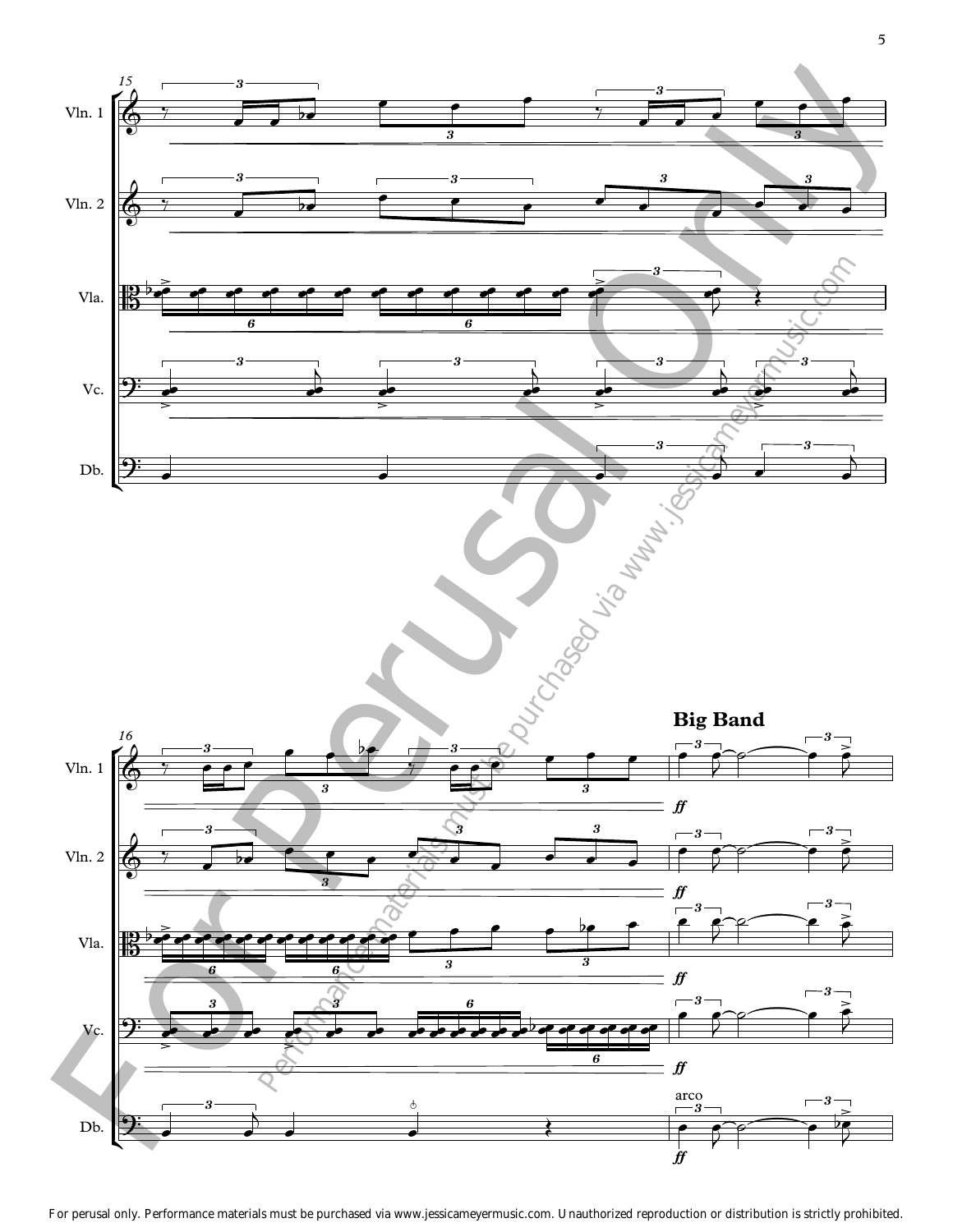**Big Band**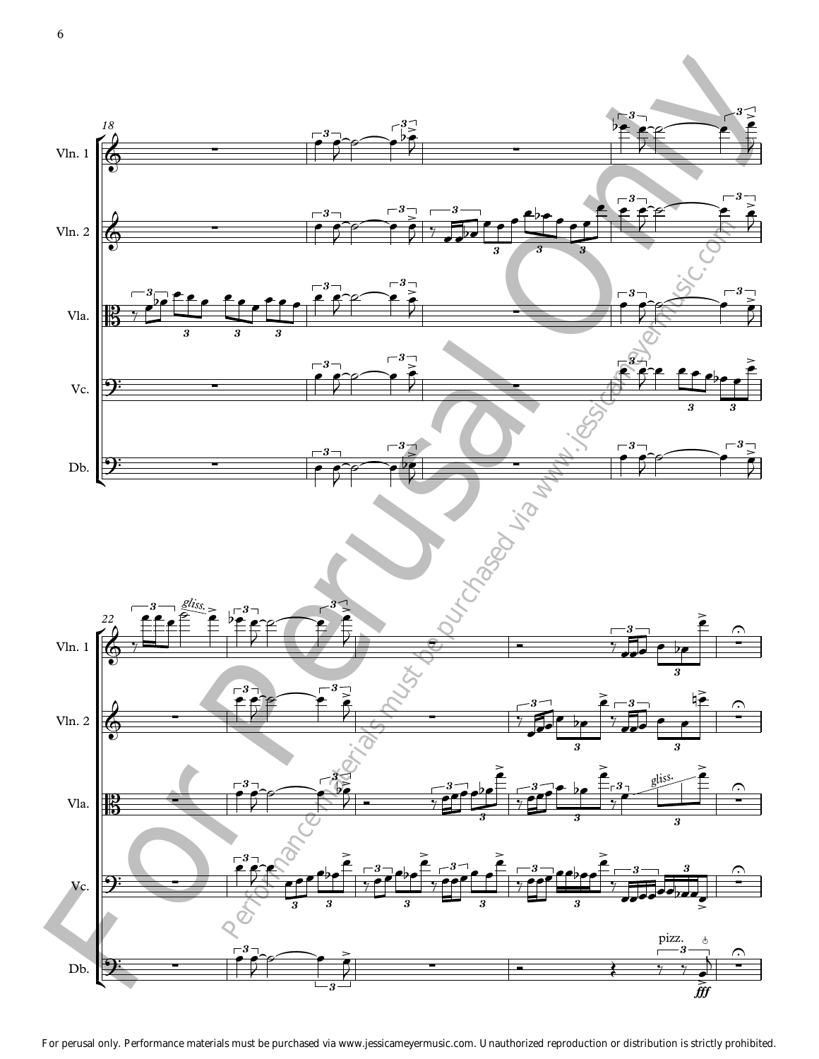For perusal only. Performance materials must be purchased via www.jessicameyermusic.com. Unauthorized reproduction or distribution is strictly prohibited.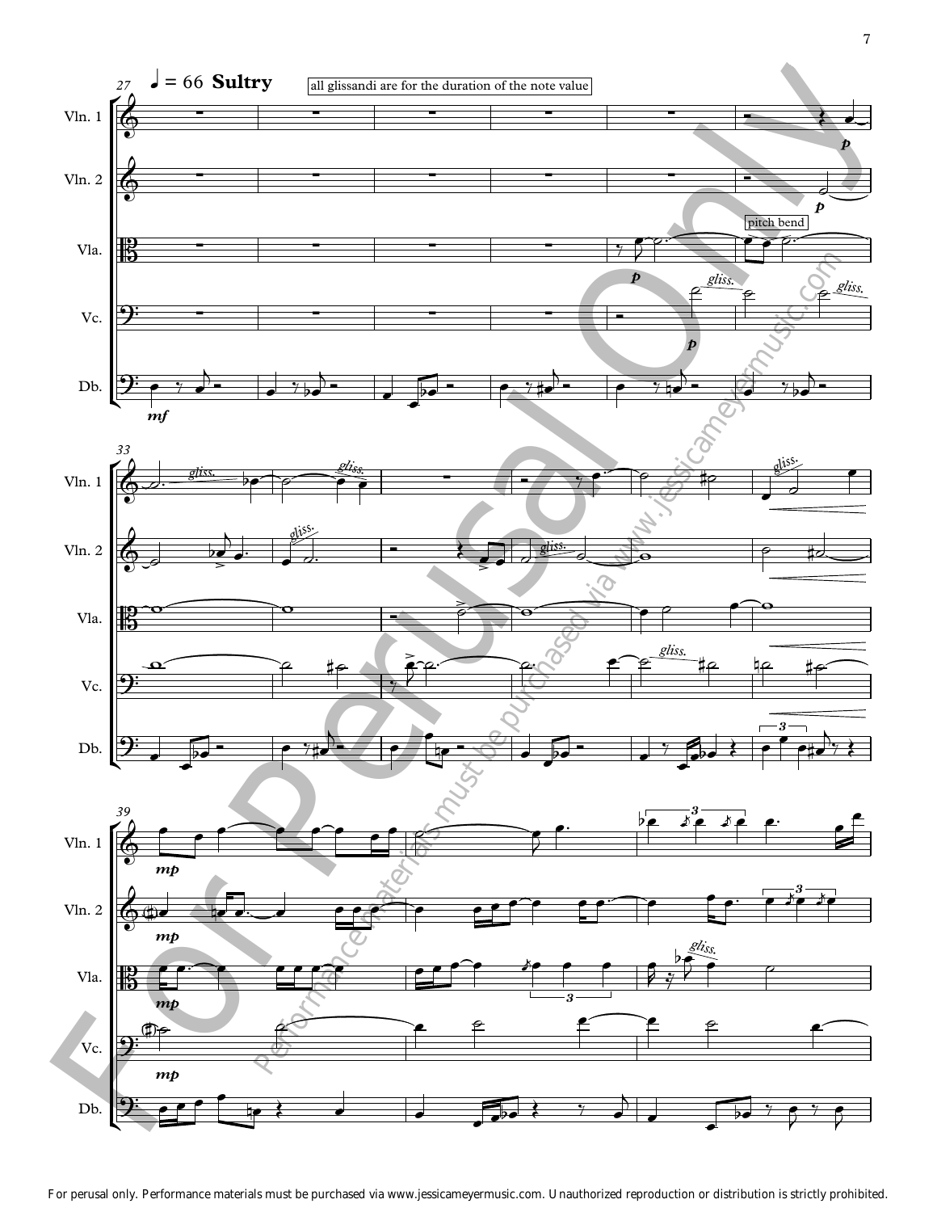♩ = 66 **Sultry**

all glissandi are for the duration of the note value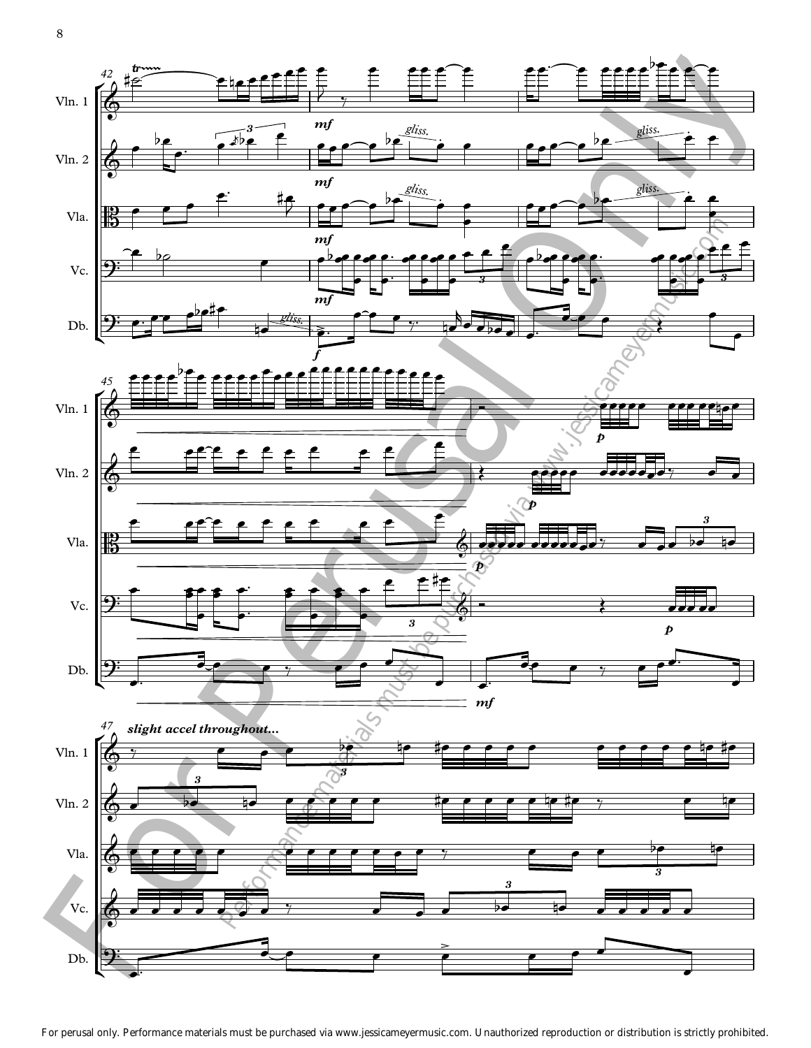*slight accel throughout...*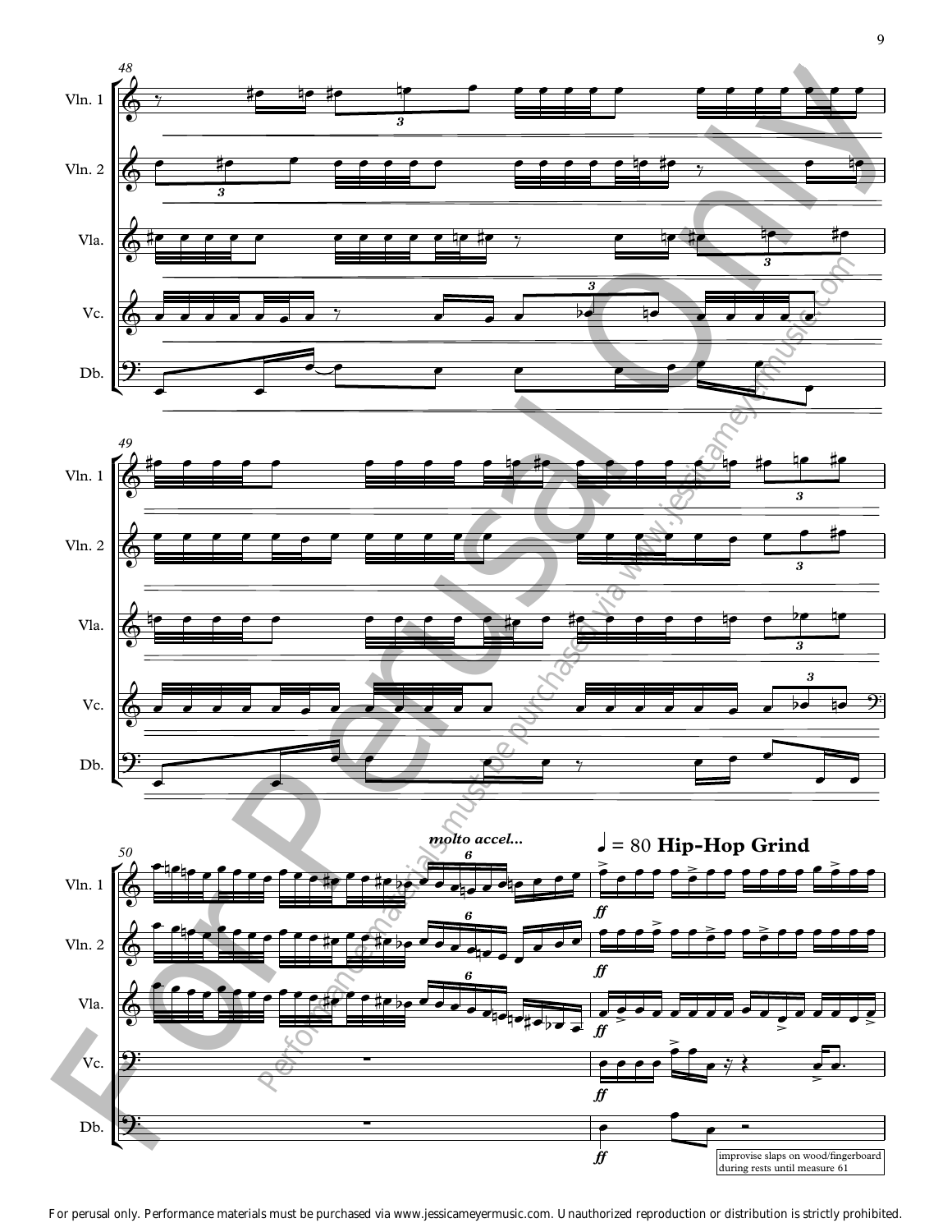*molto accel...*

♩ = 80 **Hip-Hop Grind**

improvise slaps on wood/fingerboard during rests until measure 61

For perusal only. Performance materials must be purchased via www.jessicameyermusic.com. Unauthorized reproduction or distribution is strictly prohibited.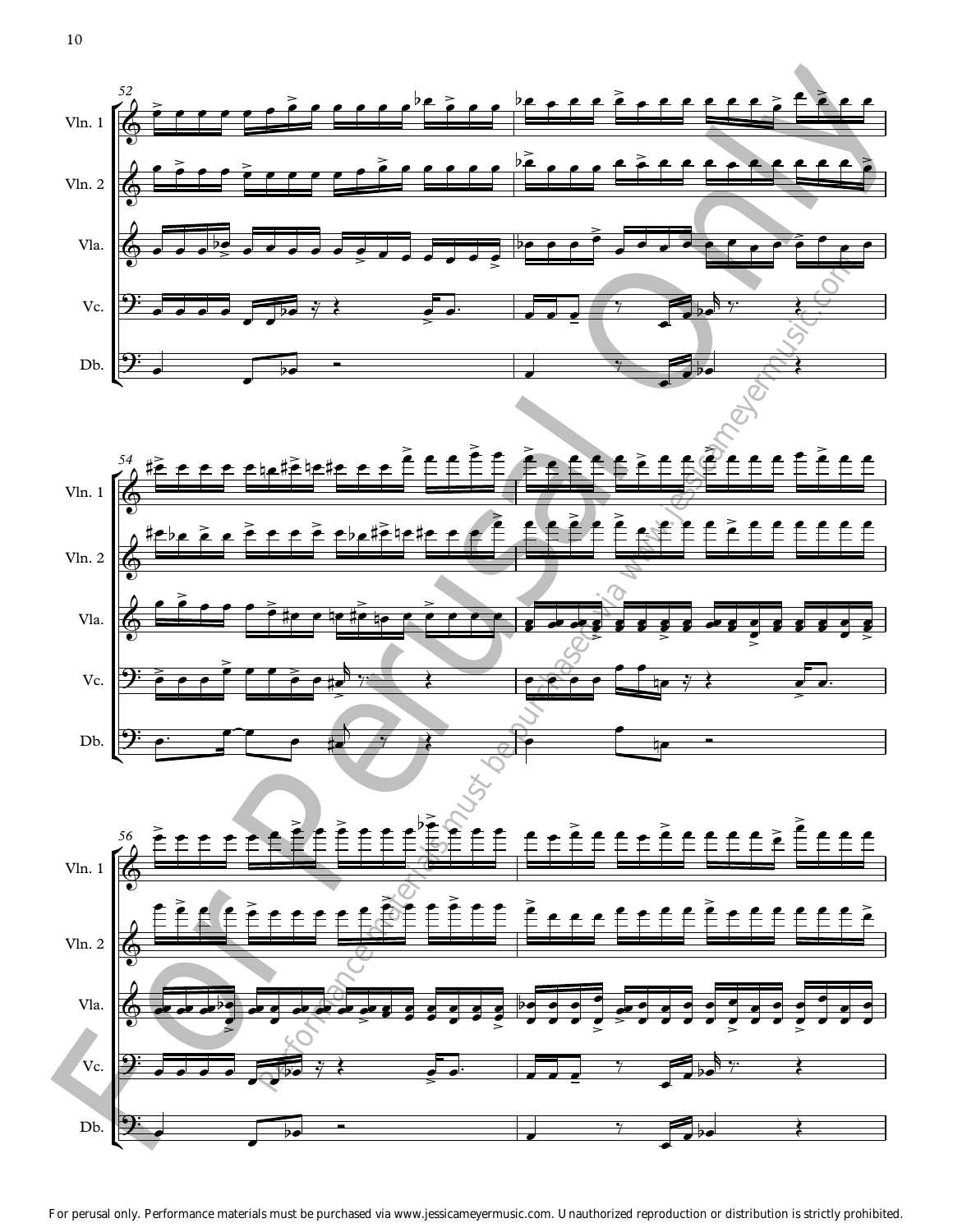Vln. 1

Vln. 2

Vla.

Vc.

Db.

For Perusal Only

www.jessicameyermusic.com

Performance materials must be purchased via www.jessicameyermusic.com

For perusal only. Performance materials must be purchased via www.jessicameyermusic.com. Unauthorized reproduction or distribution is strictly prohibited.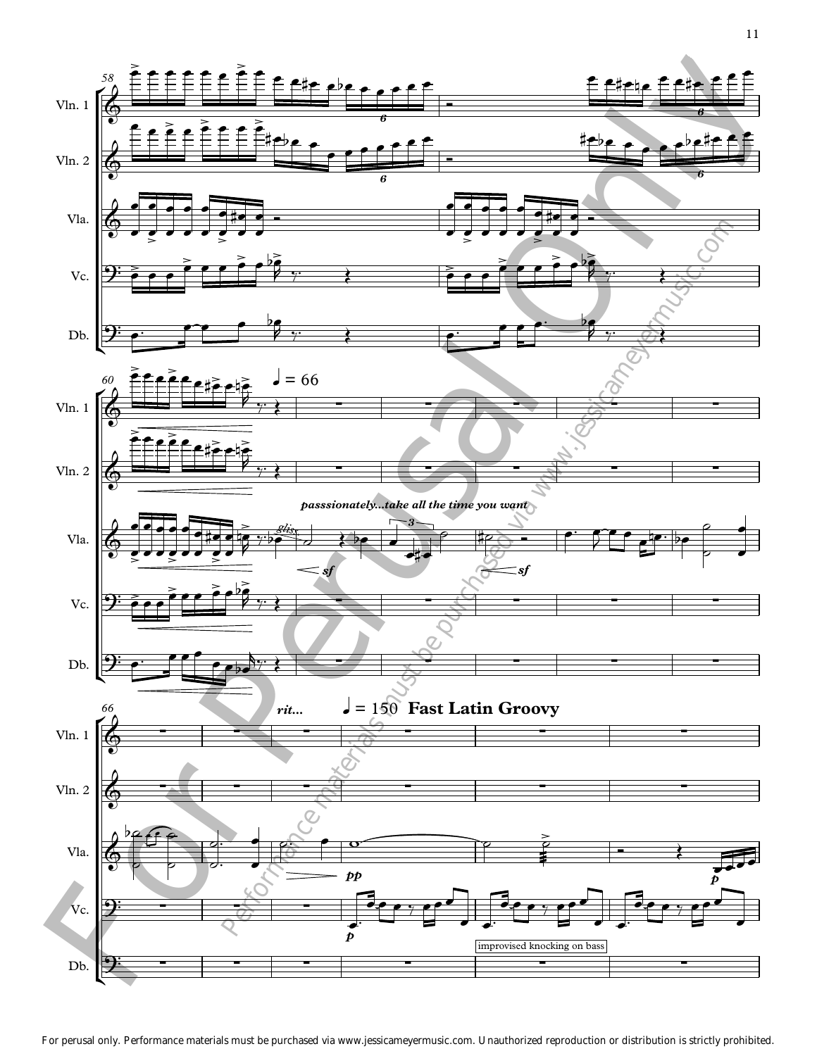Vln. 1

Vln. 2

Vla.

Vc.

Db.

♩ = 66

*passsionately...take all the time you want*

*gliss.*

*sf*

*sf*

*rit...*

♩ = 150 **Fast Latin Groovy**

*pp*

*p*

*p*

improvised knocking on bass

For perusal only. Performance materials must be purchased via www.jessicameyermusic.com. Unauthorized reproduction or distribution is strictly prohibited.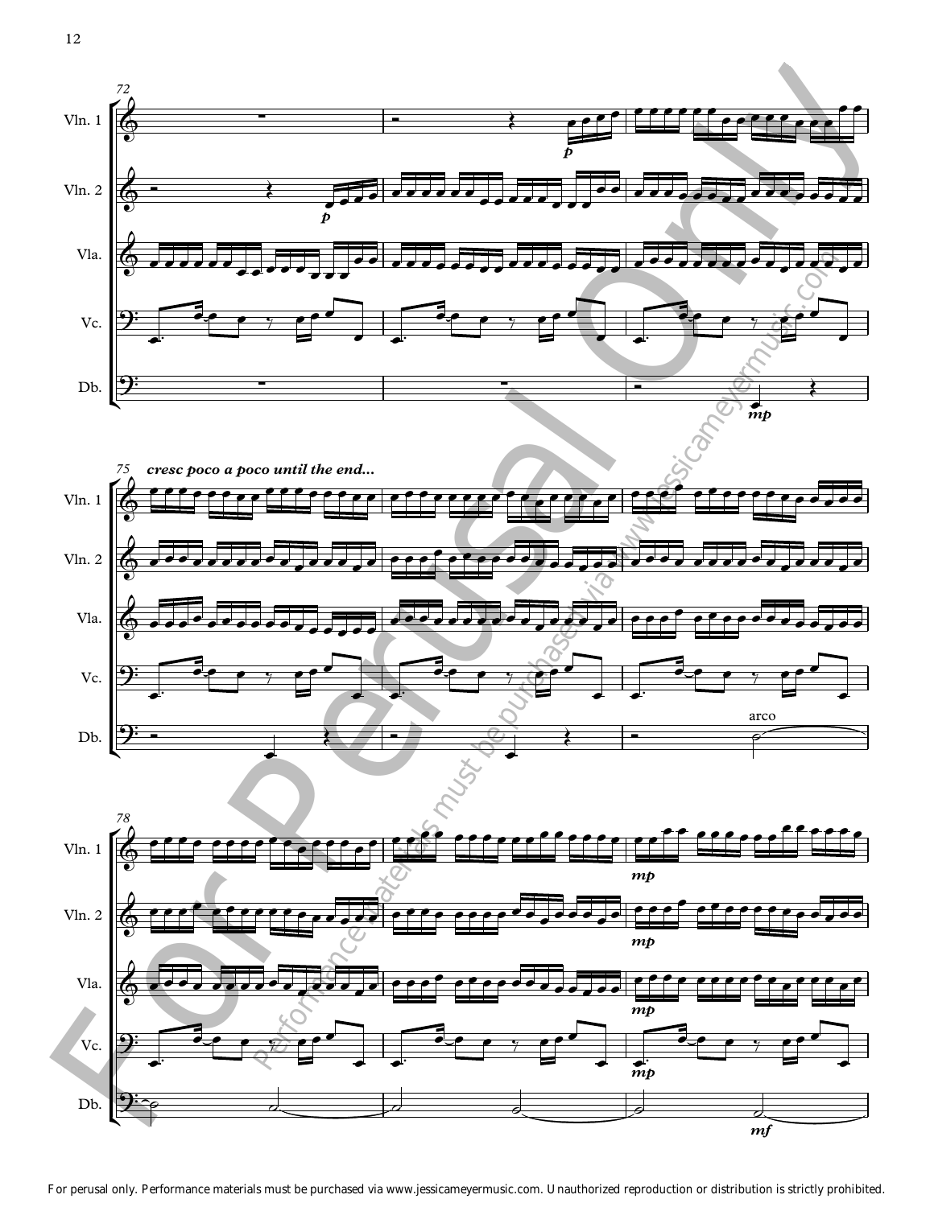*cresc poco a poco until the end...*

arco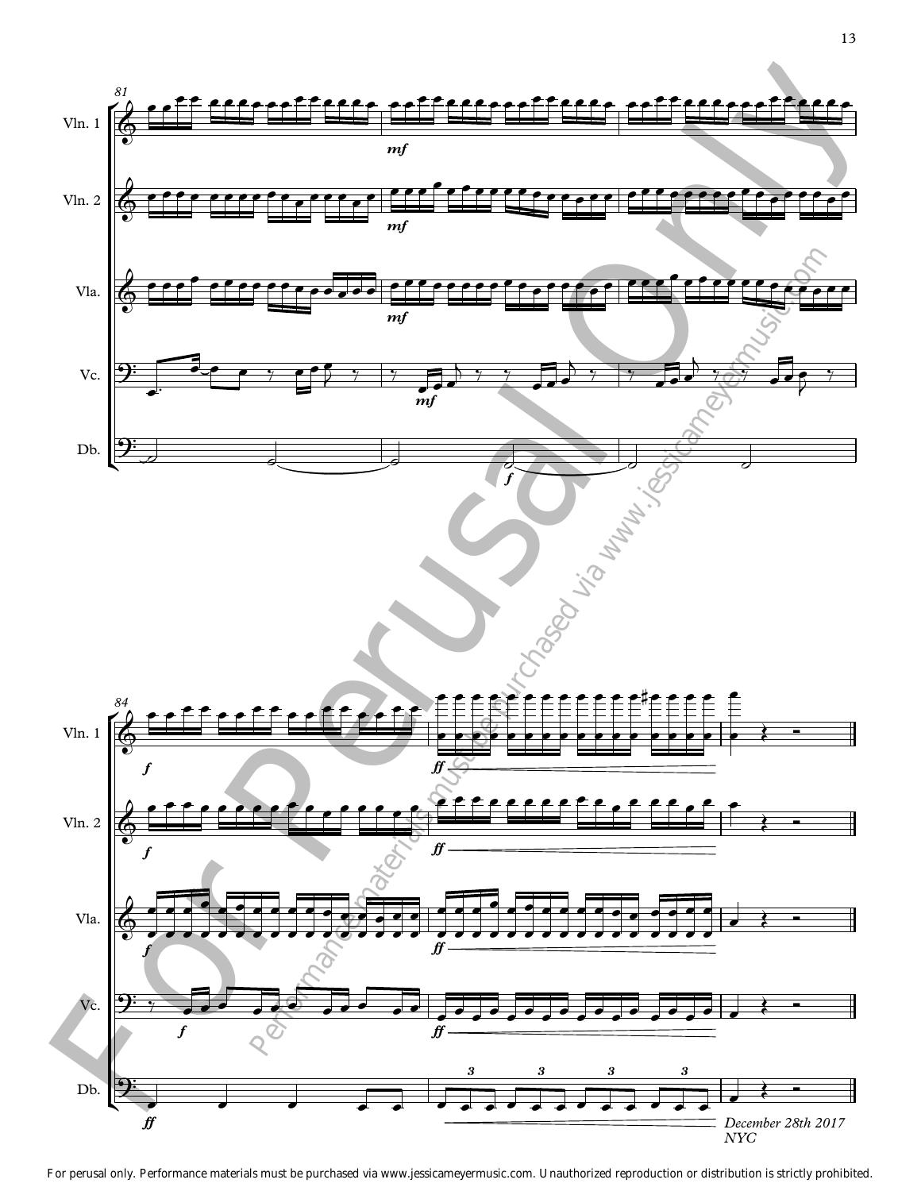*December 28th 2017*
*NYC*